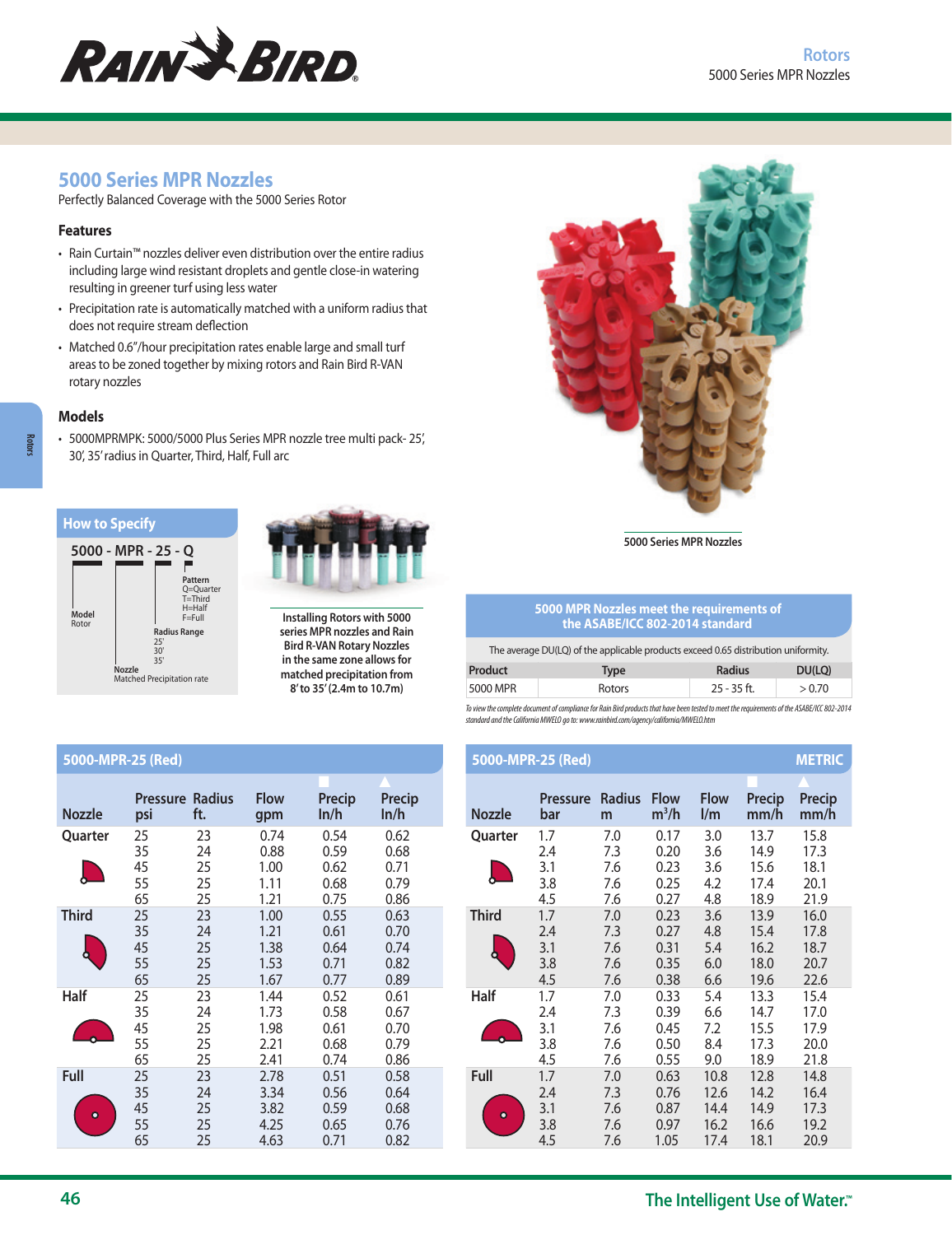# 5000 Series MPR Nozzles

Perfectly Balanced Coverage with the 5000 Series Rotor

### Features

- Rain Curtain™ nozzles deliver even distribution over the entire radius including large wind resistant droplets and gentle close-in watering resulting in greener turf using less water
- Precipitation rate is automatically matched with a uniform radius that does not require stream deflection
- Matched 0.6"/hour precipitation rates enable large and small turf areas to be zoned together by mixing rotors and Rain Bird R-VAN rotary nozzles

### Models

- 5000MPRMPK: 5000/5000 Plus Series MPR nozzle tree multi pack- 25', 30', 35' radius in Quarter, Third, Half, Full arc

5000 Series MPR Nozzles

### How to Specify

**5000 - MPR - 25 - Q**

- Model: Rotor
- Nozzle: Matched Precipitation rate
- Radius Range: 25', 30', 35'
- Pattern: Q=Quarter, T=Third, H=Half, F=Full

Installing Rotors with 5000 series MPR nozzles and Rain Bird R-VAN Rotary Nozzles in the same zone allows for matched precipitation from 8' to 35' (2.4m to 10.7m)

**5000 MPR Nozzles meet the requirements of the ASABE/ICC 802-2014 standard**

The average DU(LQ) of the applicable products exceed 0.65 distribution uniformity.

| Product | Type | Radius | DU(LQ) |
|---|---|---|---|
| 5000 MPR | Rotors | 25 - 35 ft. | > 0.70 |

*To view the complete document of compliance for Rain Bird products that have been tested to meet the requirements of the ASABE/ICC 802-2014 standard and the California MWELO go to: www.rainbird.com/agency/california/MWELO.htm*

### 5000-MPR-25 (Red)

| Nozzle | Pressure psi | Radius ft. | Flow gpm | ■ Precip In/h | ▲ Precip In/h |
|---|---|---|---|---|---|
| Quarter | 25 | 23 | 0.74 | 0.54 | 0.62 |
| | 35 | 24 | 0.88 | 0.59 | 0.68 |
| | 45 | 25 | 1.00 | 0.62 | 0.71 |
| | 55 | 25 | 1.11 | 0.68 | 0.79 |
| | 65 | 25 | 1.21 | 0.75 | 0.86 |
| Third | 25 | 23 | 1.00 | 0.55 | 0.63 |
| | 35 | 24 | 1.21 | 0.61 | 0.70 |
| | 45 | 25 | 1.38 | 0.64 | 0.74 |
| | 55 | 25 | 1.53 | 0.71 | 0.82 |
| | 65 | 25 | 1.67 | 0.77 | 0.89 |
| Half | 25 | 23 | 1.44 | 0.52 | 0.61 |
| | 35 | 24 | 1.73 | 0.58 | 0.67 |
| | 45 | 25 | 1.98 | 0.61 | 0.70 |
| | 55 | 25 | 2.21 | 0.68 | 0.79 |
| | 65 | 25 | 2.41 | 0.74 | 0.86 |
| Full | 25 | 23 | 2.78 | 0.51 | 0.58 |
| | 35 | 24 | 3.34 | 0.56 | 0.64 |
| | 45 | 25 | 3.82 | 0.59 | 0.68 |
| | 55 | 25 | 4.25 | 0.65 | 0.76 |
| | 65 | 25 | 4.63 | 0.71 | 0.82 |

### 5000-MPR-25 (Red) METRIC

| Nozzle | Pressure bar | Radius m | Flow $m^3/h$ | Flow l/m | ■ Precip mm/h | ▲ Precip mm/h |
|---|---|---|---|---|---|---|
| Quarter | 1.7 | 7.0 | 0.17 | 3.0 | 13.7 | 15.8 |
| | 2.4 | 7.3 | 0.20 | 3.6 | 14.9 | 17.3 |
| | 3.1 | 7.6 | 0.23 | 3.6 | 15.6 | 18.1 |
| | 3.8 | 7.6 | 0.25 | 4.2 | 17.4 | 20.1 |
| | 4.5 | 7.6 | 0.27 | 4.8 | 18.9 | 21.9 |
| Third | 1.7 | 7.0 | 0.23 | 3.6 | 13.9 | 16.0 |
| | 2.4 | 7.3 | 0.27 | 4.8 | 15.4 | 17.8 |
| | 3.1 | 7.6 | 0.31 | 5.4 | 16.2 | 18.7 |
| | 3.8 | 7.6 | 0.35 | 6.0 | 18.0 | 20.7 |
| | 4.5 | 7.6 | 0.38 | 6.6 | 19.6 | 22.6 |
| Half | 1.7 | 7.0 | 0.33 | 5.4 | 13.3 | 15.4 |
| | 2.4 | 7.3 | 0.39 | 6.6 | 14.7 | 17.0 |
| | 3.1 | 7.6 | 0.45 | 7.2 | 15.5 | 17.9 |
| | 3.8 | 7.6 | 0.50 | 8.4 | 17.3 | 20.0 |
| | 4.5 | 7.6 | 0.55 | 9.0 | 18.9 | 21.8 |
| Full | 1.7 | 7.0 | 0.63 | 10.8 | 12.8 | 14.8 |
| | 2.4 | 7.3 | 0.76 | 12.6 | 14.2 | 16.4 |
| | 3.1 | 7.6 | 0.87 | 14.4 | 14.9 | 17.3 |
| | 3.8 | 7.6 | 0.97 | 16.2 | 16.6 | 19.2 |
| | 4.5 | 7.6 | 1.05 | 17.4 | 18.1 | 20.9 |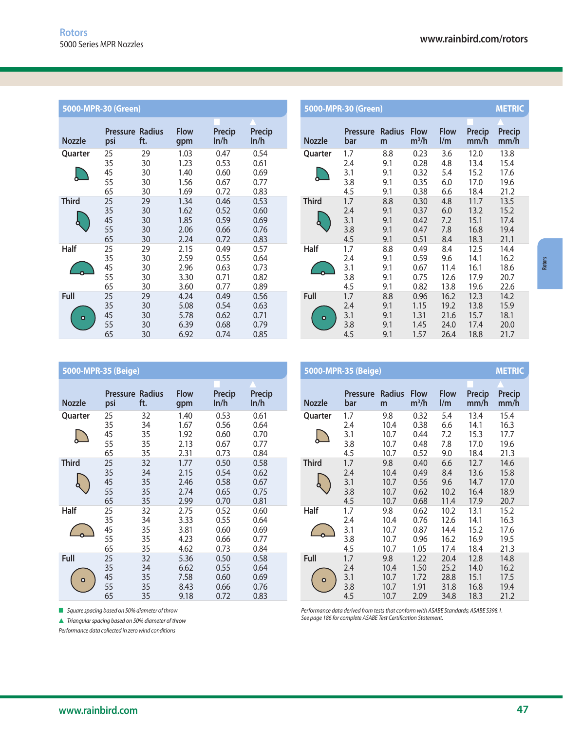## Rotors
5000 Series MPR Nozzles

www.rainbird.com/rotors

### 5000-MPR-30 (Green)

| Nozzle | Pressure psi | Radius ft. | Flow gpm | ■ Precip In/h | ▲ Precip In/h |
|---|---|---|---|---|---|
| Quarter | 25 | 29 | 1.03 | 0.47 | 0.54 |
| | 35 | 30 | 1.23 | 0.53 | 0.61 |
| | 45 | 30 | 1.40 | 0.60 | 0.69 |
| | 55 | 30 | 1.56 | 0.67 | 0.77 |
| | 65 | 30 | 1.69 | 0.72 | 0.83 |
| Third | 25 | 29 | 1.34 | 0.46 | 0.53 |
| | 35 | 30 | 1.62 | 0.52 | 0.60 |
| | 45 | 30 | 1.85 | 0.59 | 0.69 |
| | 55 | 30 | 2.06 | 0.66 | 0.76 |
| | 65 | 30 | 2.24 | 0.72 | 0.83 |
| Half | 25 | 29 | 2.15 | 0.49 | 0.57 |
| | 35 | 30 | 2.59 | 0.55 | 0.64 |
| | 45 | 30 | 2.96 | 0.63 | 0.73 |
| | 55 | 30 | 3.30 | 0.71 | 0.82 |
| | 65 | 30 | 3.60 | 0.77 | 0.89 |
| Full | 25 | 29 | 4.24 | 0.49 | 0.56 |
| | 35 | 30 | 5.08 | 0.54 | 0.63 |
| | 45 | 30 | 5.78 | 0.62 | 0.71 |
| | 55 | 30 | 6.39 | 0.68 | 0.79 |
| | 65 | 30 | 6.92 | 0.74 | 0.85 |

### 5000-MPR-30 (Green) METRIC

| Nozzle | Pressure bar | Radius m | Flow m³/h | Flow l/m | ■ Precip mm/h | ▲ Precip mm/h |
|---|---|---|---|---|---|---|
| Quarter | 1.7 | 8.8 | 0.23 | 3.6 | 12.0 | 13.8 |
| | 2.4 | 9.1 | 0.28 | 4.8 | 13.4 | 15.4 |
| | 3.1 | 9.1 | 0.32 | 5.4 | 15.2 | 17.6 |
| | 3.8 | 9.1 | 0.35 | 6.0 | 17.0 | 19.6 |
| | 4.5 | 9.1 | 0.38 | 6.6 | 18.4 | 21.2 |
| Third | 1.7 | 8.8 | 0.30 | 4.8 | 11.7 | 13.5 |
| | 2.4 | 9.1 | 0.37 | 6.0 | 13.2 | 15.2 |
| | 3.1 | 9.1 | 0.42 | 7.2 | 15.1 | 17.4 |
| | 3.8 | 9.1 | 0.47 | 7.8 | 16.8 | 19.4 |
| | 4.5 | 9.1 | 0.51 | 8.4 | 18.3 | 21.1 |
| Half | 1.7 | 8.8 | 0.49 | 8.4 | 12.5 | 14.4 |
| | 2.4 | 9.1 | 0.59 | 9.6 | 14.1 | 16.2 |
| | 3.1 | 9.1 | 0.67 | 11.4 | 16.1 | 18.6 |
| | 3.8 | 9.1 | 0.75 | 12.6 | 17.9 | 20.7 |
| | 4.5 | 9.1 | 0.82 | 13.8 | 19.6 | 22.6 |
| Full | 1.7 | 8.8 | 0.96 | 16.2 | 12.3 | 14.2 |
| | 2.4 | 9.1 | 1.15 | 19.2 | 13.8 | 15.9 |
| | 3.1 | 9.1 | 1.31 | 21.6 | 15.7 | 18.1 |
| | 3.8 | 9.1 | 1.45 | 24.0 | 17.4 | 20.0 |
| | 4.5 | 9.1 | 1.57 | 26.4 | 18.8 | 21.7 |

### 5000-MPR-35 (Beige)

| Nozzle | Pressure psi | Radius ft. | Flow gpm | ■ Precip In/h | ▲ Precip In/h |
|---|---|---|---|---|---|
| Quarter | 25 | 32 | 1.40 | 0.53 | 0.61 |
| | 35 | 34 | 1.67 | 0.56 | 0.64 |
| | 45 | 35 | 1.92 | 0.60 | 0.70 |
| | 55 | 35 | 2.13 | 0.67 | 0.77 |
| | 65 | 35 | 2.31 | 0.73 | 0.84 |
| Third | 25 | 32 | 1.77 | 0.50 | 0.58 |
| | 35 | 34 | 2.15 | 0.54 | 0.62 |
| | 45 | 35 | 2.46 | 0.58 | 0.67 |
| | 55 | 35 | 2.74 | 0.65 | 0.75 |
| | 65 | 35 | 2.99 | 0.70 | 0.81 |
| Half | 25 | 32 | 2.75 | 0.52 | 0.60 |
| | 35 | 34 | 3.33 | 0.55 | 0.64 |
| | 45 | 35 | 3.81 | 0.60 | 0.69 |
| | 55 | 35 | 4.23 | 0.66 | 0.77 |
| | 65 | 35 | 4.62 | 0.73 | 0.84 |
| Full | 25 | 32 | 5.36 | 0.50 | 0.58 |
| | 35 | 34 | 6.62 | 0.55 | 0.64 |
| | 45 | 35 | 7.58 | 0.60 | 0.69 |
| | 55 | 35 | 8.43 | 0.66 | 0.76 |
| | 65 | 35 | 9.18 | 0.72 | 0.83 |

### 5000-MPR-35 (Beige) METRIC

| Nozzle | Pressure bar | Radius m | Flow m³/h | Flow l/m | ■ Precip mm/h | ▲ Precip mm/h |
|---|---|---|---|---|---|---|
| Quarter | 1.7 | 9.8 | 0.32 | 5.4 | 13.4 | 15.4 |
| | 2.4 | 10.4 | 0.38 | 6.6 | 14.1 | 16.3 |
| | 3.1 | 10.7 | 0.44 | 7.2 | 15.3 | 17.7 |
| | 3.8 | 10.7 | 0.48 | 7.8 | 17.0 | 19.6 |
| | 4.5 | 10.7 | 0.52 | 9.0 | 18.4 | 21.3 |
| Third | 1.7 | 9.8 | 0.40 | 6.6 | 12.7 | 14.6 |
| | 2.4 | 10.4 | 0.49 | 8.4 | 13.6 | 15.8 |
| | 3.1 | 10.7 | 0.56 | 9.6 | 14.7 | 17.0 |
| | 3.8 | 10.7 | 0.62 | 10.2 | 16.4 | 18.9 |
| | 4.5 | 10.7 | 0.68 | 11.4 | 17.9 | 20.7 |
| Half | 1.7 | 9.8 | 0.62 | 10.2 | 13.1 | 15.2 |
| | 2.4 | 10.4 | 0.76 | 12.6 | 14.1 | 16.3 |
| | 3.1 | 10.7 | 0.87 | 14.4 | 15.2 | 17.6 |
| | 3.8 | 10.7 | 0.96 | 16.2 | 16.9 | 19.5 |
| | 4.5 | 10.7 | 1.05 | 17.4 | 18.4 | 21.3 |
| Full | 1.7 | 9.8 | 1.22 | 20.4 | 12.8 | 14.8 |
| | 2.4 | 10.4 | 1.50 | 25.2 | 14.0 | 16.2 |
| | 3.1 | 10.7 | 1.72 | 28.8 | 15.1 | 17.5 |
| | 3.8 | 10.7 | 1.91 | 31.8 | 16.8 | 19.4 |
| | 4.5 | 10.7 | 2.09 | 34.8 | 18.3 | 21.2 |

■ *Square spacing based on 50% diameter of throw*

▲ *Triangular spacing based on 50% diameter of throw*

*Performance data collected in zero wind conditions*

*Performance data derived from tests that conform with ASABE Standards; ASABE S398.1.*
*See page 186 for complete ASABE Test Certification Statement.*